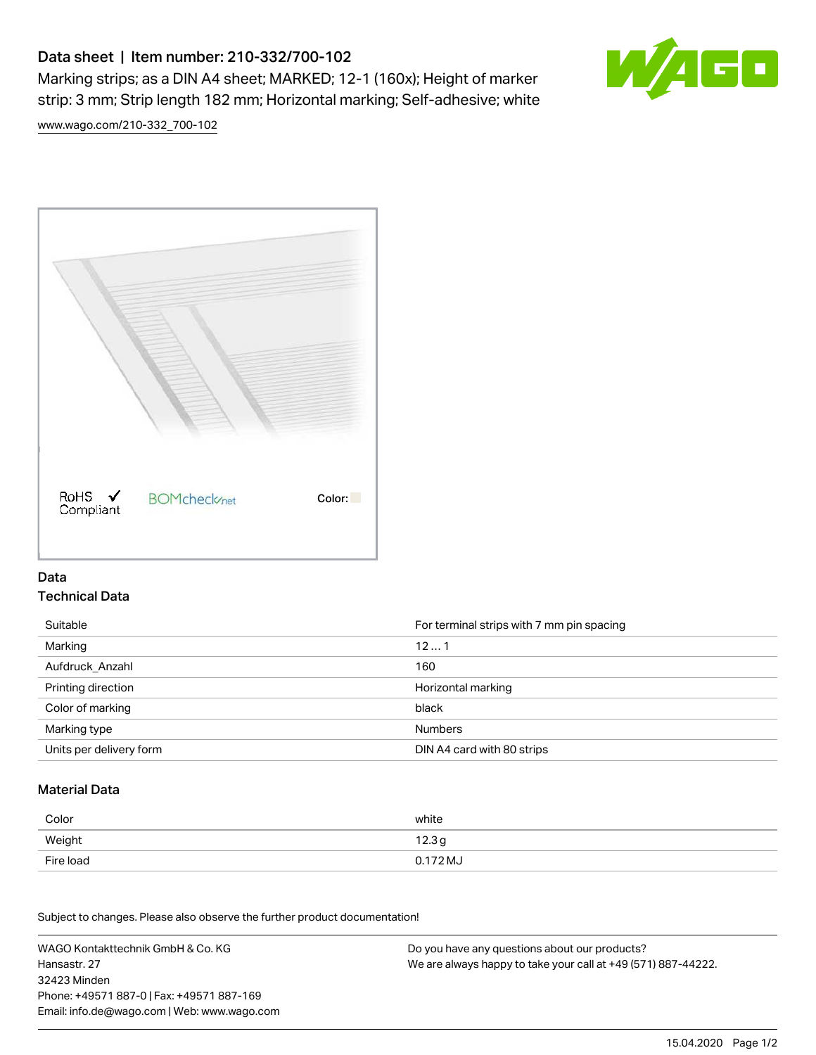# Data sheet | Item number: 210-332/700-102

Marking strips; as a DIN A4 sheet; MARKED; 12-1 (160x); Height of marker strip: 3 mm; Strip length 182 mm; Horizontal marking; Self-adhesive; white

www.wago.com/210-332_700-102

RoHS Compliant ✓ BOMcheck.net Color:

## Data

### Technical Data

| | |
|---|---|
| Suitable | For terminal strips with 7 mm pin spacing |
| Marking | 12 … 1 |
| Aufdruck_Anzahl | 160 |
| Printing direction | Horizontal marking |
| Color of marking | black |
| Marking type | Numbers |
| Units per delivery form | DIN A4 card with 80 strips |

### Material Data

| | |
|---|---|
| Color | white |
| Weight | 12.3 g |
| Fire load | 0.172 MJ |

Subject to changes. Please also observe the further product documentation!

WAGO Kontakttechnik GmbH & Co. KG
Hansastr. 27
32423 Minden
Phone: +49571 887-0 | Fax: +49571 887-169
Email: info.de@wago.com | Web: www.wago.com

Do you have any questions about our products?
We are always happy to take your call at +49 (571) 887-44222.

15.04.2020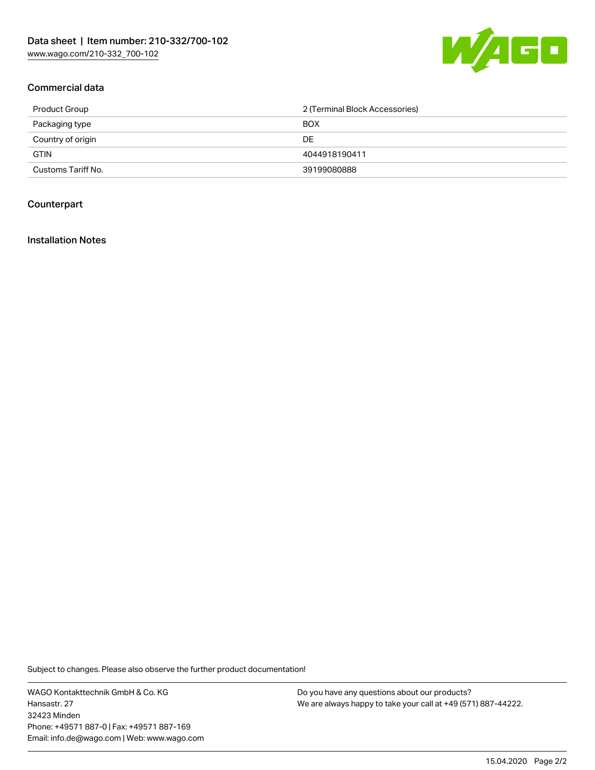## Commercial data

| | |
|---|---|
| Product Group | 2 (Terminal Block Accessories) |
| Packaging type | BOX |
| Country of origin | DE |
| GTIN | 4044918190411 |
| Customs Tariff No. | 39199080888 |

## Counterpart

## Installation Notes

Subject to changes. Please also observe the further product documentation!

WAGO Kontakttechnik GmbH & Co. KG
Hansastr. 27
32423 Minden
Phone: +49571 887-0 | Fax: +49571 887-169
Email: info.de@wago.com | Web: www.wago.com

Do you have any questions about our products?
We are always happy to take your call at +49 (571) 887-44222.